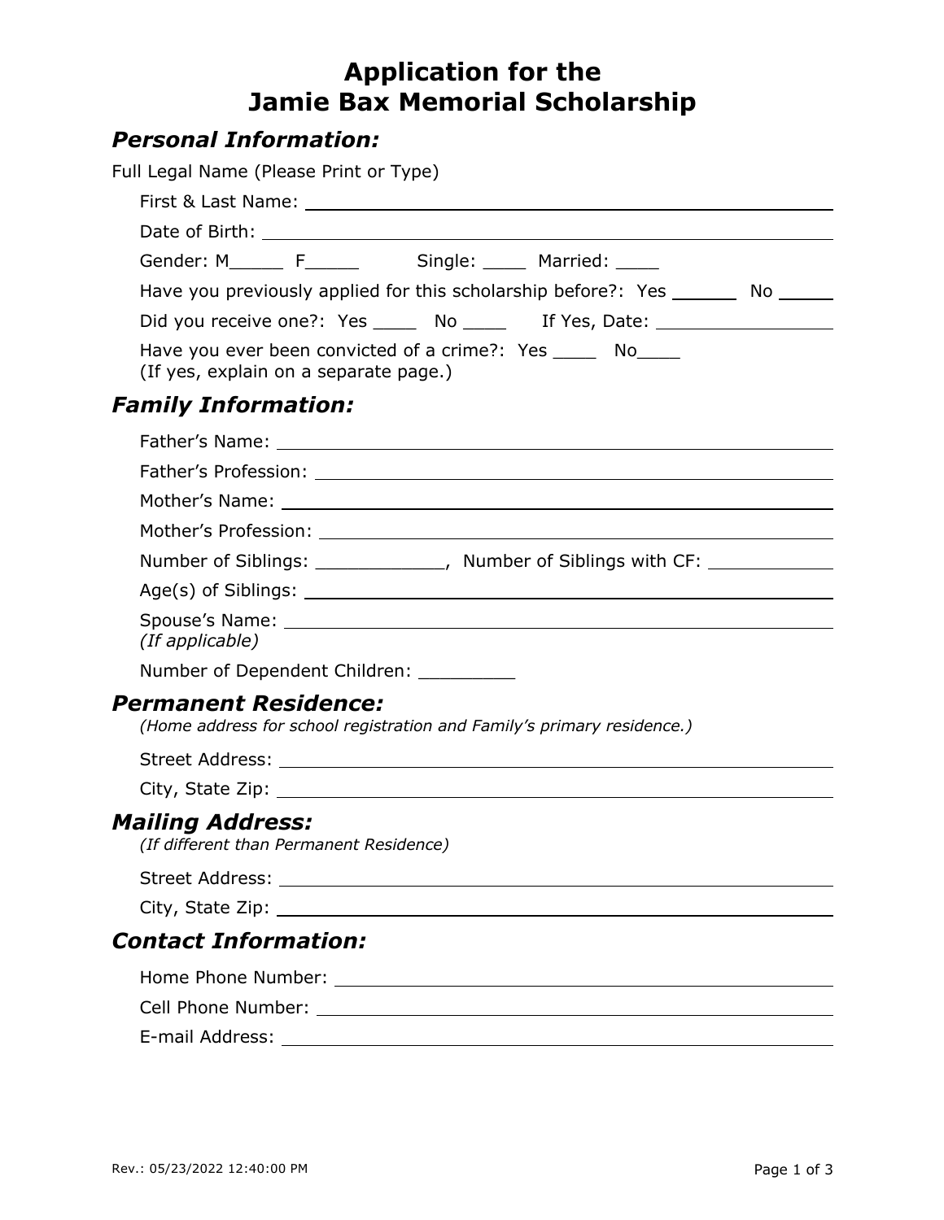# Application for the Jamie Bax Memorial Scholarship

## *Personal Information:*

Full Legal Name (Please Print or Type)

First & Last Name: ______________________________

Date of Birth: ______________________________

Gender: M_____ F_____ Single: ____ Married: ____

Have you previously applied for this scholarship before?: Yes ______ No _____

Did you receive one?: Yes ____ No ____ If Yes, Date: ________________

Have you ever been convicted of a crime?: Yes ____ No____
(If yes, explain on a separate page.)

## *Family Information:*

Father's Name: ______________________________

Father's Profession: ______________________________

Mother's Name: ______________________________

Mother's Profession: ______________________________

Number of Siblings: ____________, Number of Siblings with CF: ____________

Age(s) of Siblings: ______________________________

Spouse's Name: ______________________________
*(If applicable)*

Number of Dependent Children: _________

## *Permanent Residence:*

*(Home address for school registration and Family's primary residence.)*

Street Address: ______________________________

City, State Zip: ______________________________

## *Mailing Address:*

*(If different than Permanent Residence)*

Street Address: ______________________________

City, State Zip: ______________________________

## *Contact Information:*

Home Phone Number: ______________________________

Cell Phone Number: ______________________________

E-mail Address: ______________________________

Rev.: 05/23/2022 12:40:00 PM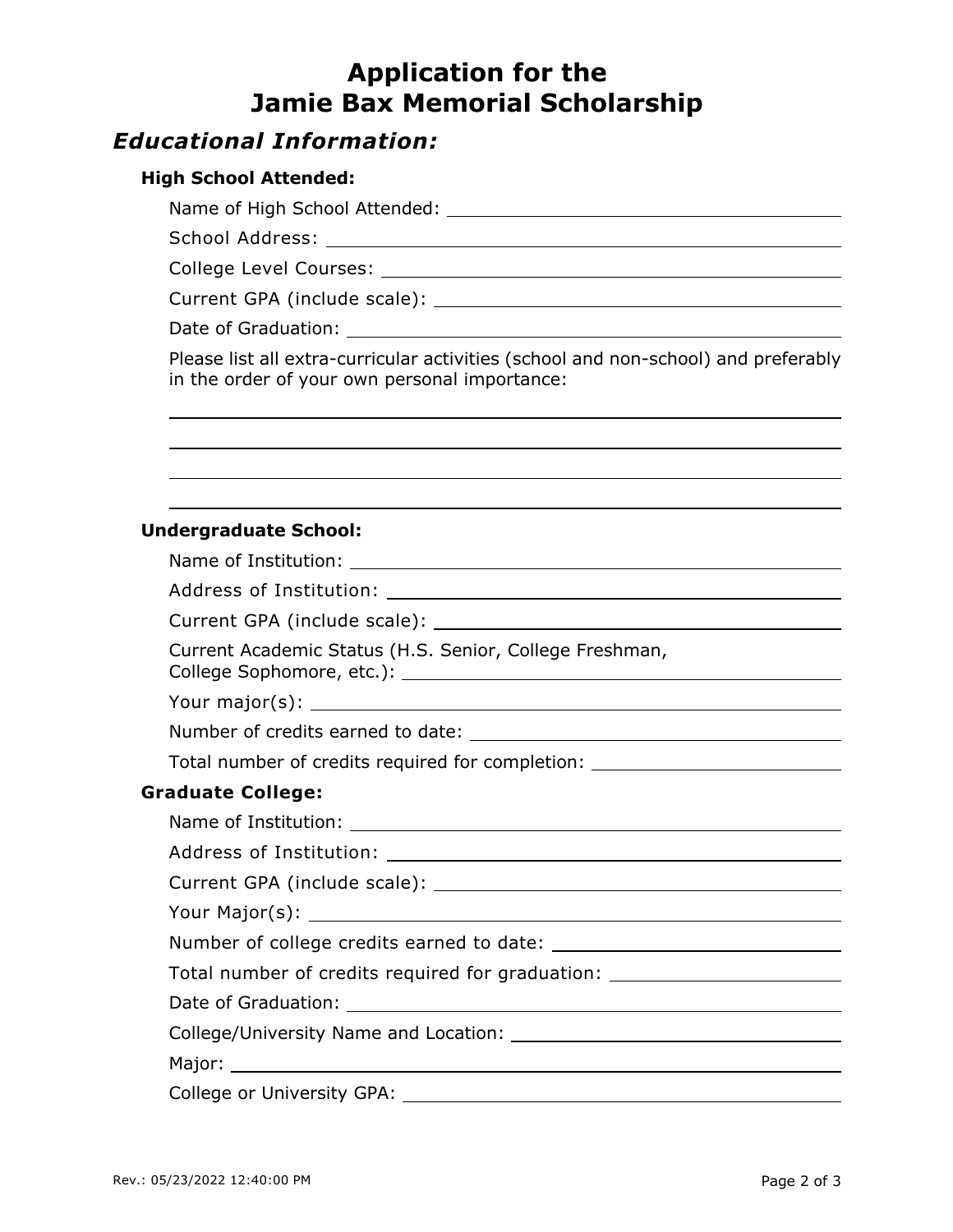# Application for the Jamie Bax Memorial Scholarship

## *Educational Information:*

### High School Attended:

Name of High School Attended: ______________________________

School Address: ______________________________

College Level Courses: ______________________________

Current GPA (include scale): ______________________________

Date of Graduation: ______________________________

Please list all extra-curricular activities (school and non-school) and preferably in the order of your own personal importance:

______________________________

______________________________

______________________________

______________________________

### Undergraduate School:

Name of Institution: ______________________________

Address of Institution: ______________________________

Current GPA (include scale): ______________________________

Current Academic Status (H.S. Senior, College Freshman, College Sophomore, etc.): ______________________________

Your major(s): ______________________________

Number of credits earned to date: ______________________________

Total number of credits required for completion: ______________________________

### Graduate College:

Name of Institution: ______________________________

Address of Institution: ______________________________

Current GPA (include scale): ______________________________

Your Major(s): ______________________________

Number of college credits earned to date: ______________________________

Total number of credits required for graduation: ______________________________

Date of Graduation: ______________________________

College/University Name and Location: ______________________________

Major: ______________________________

College or University GPA: ______________________________

Rev.: 05/23/2022 12:40:00 PM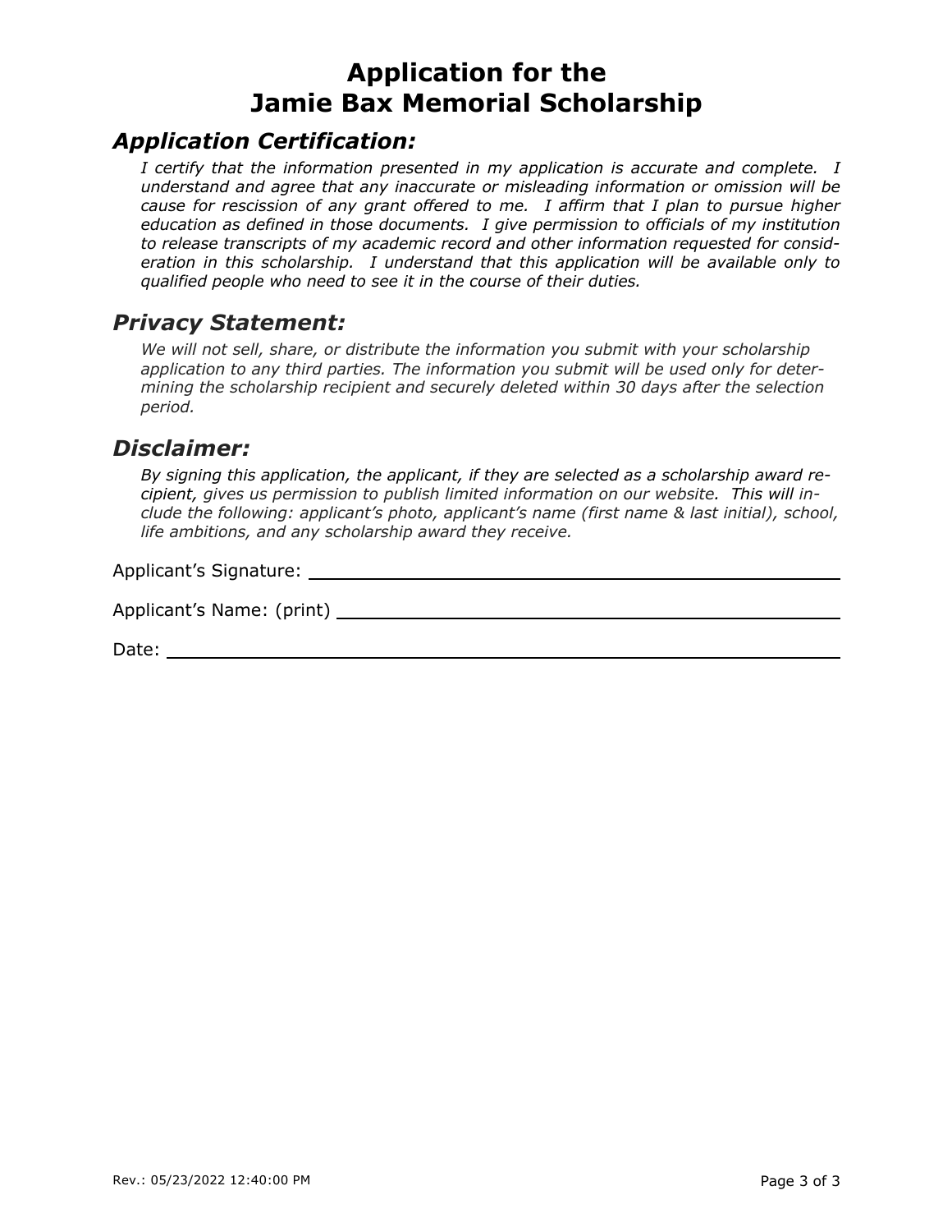# Application for the
# Jamie Bax Memorial Scholarship

## *Application Certification:*

*I certify that the information presented in my application is accurate and complete. I understand and agree that any inaccurate or misleading information or omission will be cause for rescission of any grant offered to me. I affirm that I plan to pursue higher education as defined in those documents. I give permission to officials of my institution to release transcripts of my academic record and other information requested for consideration in this scholarship. I understand that this application will be available only to qualified people who need to see it in the course of their duties.*

## *Privacy Statement:*

*We will not sell, share, or distribute the information you submit with your scholarship application to any third parties. The information you submit will be used only for determining the scholarship recipient and securely deleted within 30 days after the selection period.*

## *Disclaimer:*

*By signing this application, the applicant, if they are selected as a scholarship award recipient, gives us permission to publish limited information on our website. This will include the following: applicant's photo, applicant's name (first name & last initial), school, life ambitions, and any scholarship award they receive.*

Applicant's Signature: ______________________________________________

Applicant's Name: (print) ___________________________________________

Date: __________________________________________________________

Rev.: 05/23/2022 12:40:00 PM